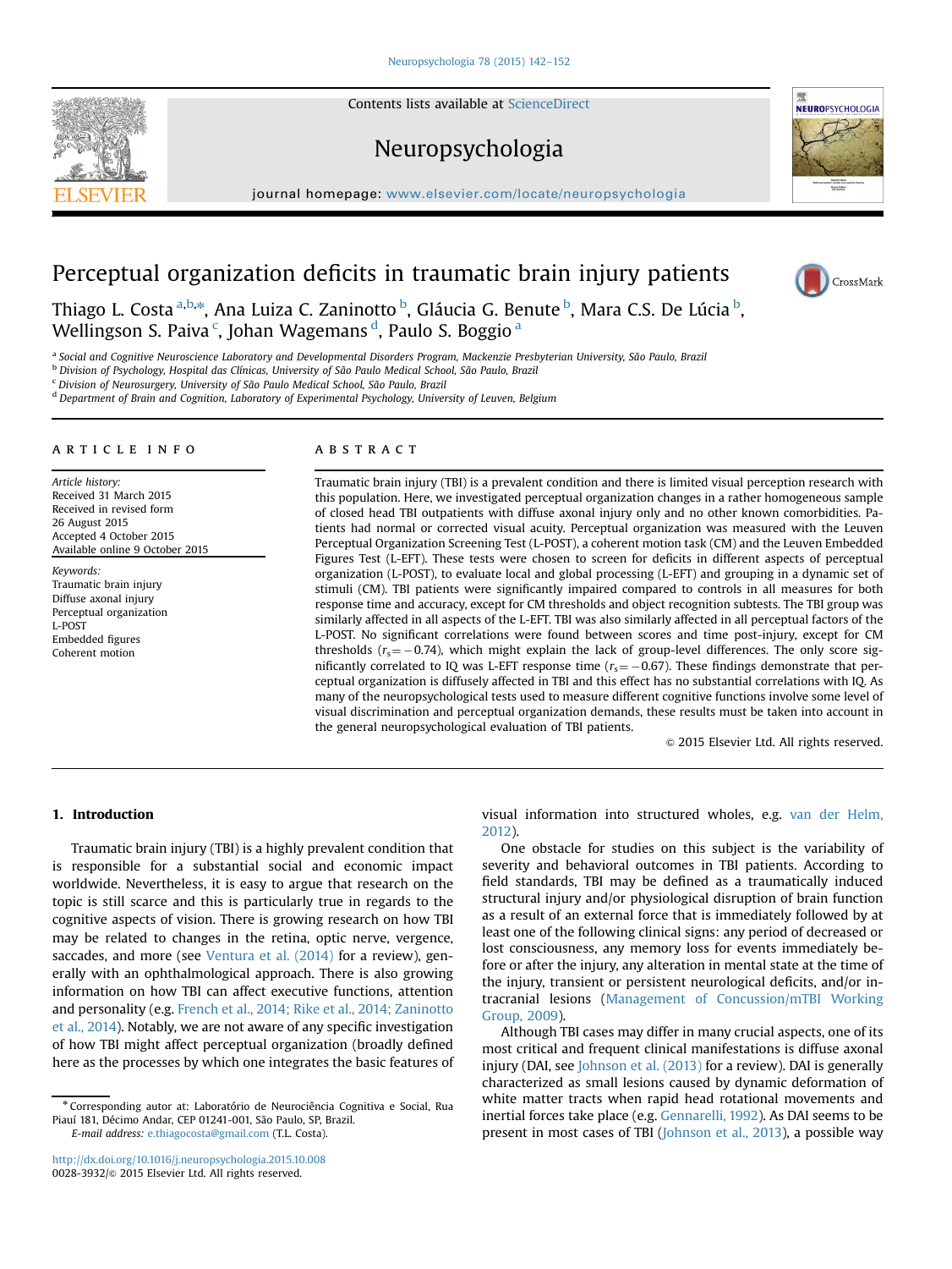# Perceptual organization deficits in traumatic brain injury patients

Thiago L. Costa [a,b,*], Ana Luiza C. Zaninotto [b], Gláucia G. Benute [b], Mara C.S. De Lúcia [b], Wellingson S. Paiva [c], Johan Wagemans [d], Paulo S. Boggio [a]

[a] Social and Cognitive Neuroscience Laboratory and Developmental Disorders Program, Mackenzie Presbyterian University, São Paulo, Brazil
[b] Division of Psychology, Hospital das Clínicas, University of São Paulo Medical School, São Paulo, Brazil
[c] Division of Neurosurgery, University of São Paulo Medical School, São Paulo, Brazil
[d] Department of Brain and Cognition, Laboratory of Experimental Psychology, University of Leuven, Belgium

## ARTICLE INFO

*Article history:*
Received 31 March 2015
Received in revised form
26 August 2015
Accepted 4 October 2015
Available online 9 October 2015

*Keywords:*
Traumatic brain injury
Diffuse axonal injury
Perceptual organization
L-POST
Embedded figures
Coherent motion

## ABSTRACT

Traumatic brain injury (TBI) is a prevalent condition and there is limited visual perception research with this population. Here, we investigated perceptual organization changes in a rather homogeneous sample of closed head TBI outpatients with diffuse axonal injury only and no other known comorbidities. Patients had normal or corrected visual acuity. Perceptual organization was measured with the Leuven Perceptual Organization Screening Test (L-POST), a coherent motion task (CM) and the Leuven Embedded Figures Test (L-EFT). These tests were chosen to screen for deficits in different aspects of perceptual organization (L-POST), to evaluate local and global processing (L-EFT) and grouping in a dynamic set of stimuli (CM). TBI patients were significantly impaired compared to controls in all measures for both response time and accuracy, except for CM thresholds and object recognition subtests. The TBI group was similarly affected in all aspects of the L-EFT. TBI was also similarly affected in all perceptual factors of the L-POST. No significant correlations were found between scores and time post-injury, except for CM thresholds ($r_s = -0.74$), which might explain the lack of group-level differences. The only score significantly correlated to IQ was L-EFT response time ($r_s = -0.67$). These findings demonstrate that perceptual organization is diffusely affected in TBI and this effect has no substantial correlations with IQ. As many of the neuropsychological tests used to measure different cognitive functions involve some level of visual discrimination and perceptual organization demands, these results must be taken into account in the general neuropsychological evaluation of TBI patients.

© 2015 Elsevier Ltd. All rights reserved.

## 1. Introduction

Traumatic brain injury (TBI) is a highly prevalent condition that is responsible for a substantial social and economic impact worldwide. Nevertheless, it is easy to argue that research on the topic is still scarce and this is particularly true in regards to the cognitive aspects of vision. There is growing research on how TBI may be related to changes in the retina, optic nerve, vergence, saccades, and more (see Ventura et al. (2014) for a review), generally with an ophthalmological approach. There is also growing information on how TBI can affect executive functions, attention and personality (e.g. French et al., 2014; Rike et al., 2014; Zaninotto et al., 2014). Notably, we are not aware of any specific investigation of how TBI might affect perceptual organization (broadly defined here as the processes by which one integrates the basic features of visual information into structured wholes, e.g. van der Helm, 2012).

One obstacle for studies on this subject is the variability of severity and behavioral outcomes in TBI patients. According to field standards, TBI may be defined as a traumatically induced structural injury and/or physiological disruption of brain function as a result of an external force that is immediately followed by at least one of the following clinical signs: any period of decreased or lost consciousness, any memory loss for events immediately before or after the injury, any alteration in mental state at the time of the injury, transient or persistent neurological deficits, and/or intracranial lesions (Management of Concussion/mTBI Working Group, 2009).

Although TBI cases may differ in many crucial aspects, one of its most critical and frequent clinical manifestations is diffuse axonal injury (DAI, see Johnson et al. (2013) for a review). DAI is generally characterized as small lesions caused by dynamic deformation of white matter tracts when rapid head rotational movements and inertial forces take place (e.g. Gennarelli, 1992). As DAI seems to be present in most cases of TBI (Johnson et al., 2013), a possible way

* Corresponding autor at: Laboratório de Neurociência Cognitiva e Social, Rua Piauí 181, Décimo Andar, CEP 01241-001, São Paulo, SP, Brazil.
*E-mail address:* e.thiagocosta@gmail.com (T.L. Costa).

http://dx.doi.org/10.1016/j.neuropsychologia.2015.10.008
0028-3932/© 2015 Elsevier Ltd. All rights reserved.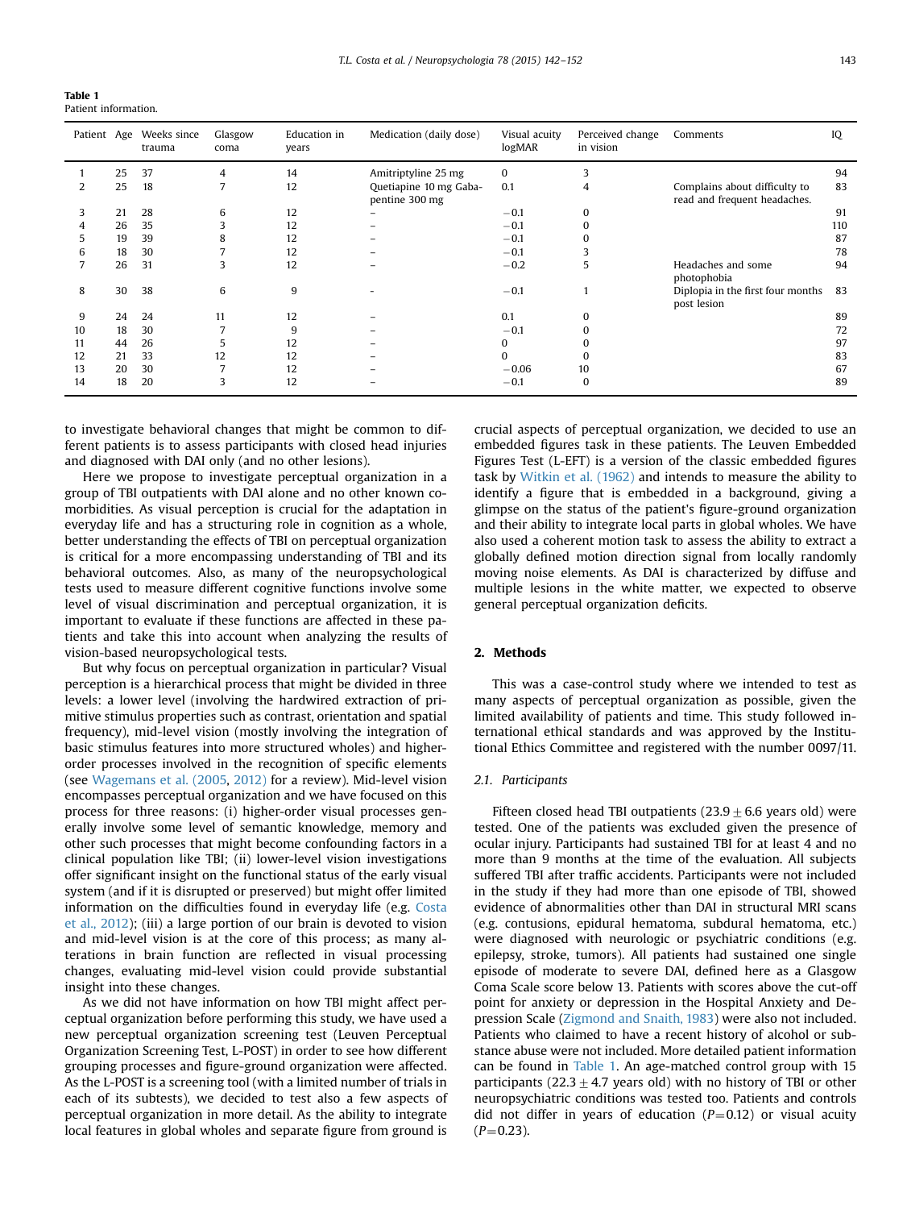**Table 1**
Patient information.

| Patient | Age | Weeks since trauma | Glasgow coma | Education in years | Medication (daily dose) | Visual acuity logMAR | Perceived change in vision | Comments | IQ |
|---|---|---|---|---|---|---|---|---|---|
| 1 | 25 | 37 | 4 | 14 | Amitriptyline 25 mg | 0 | 3 | | 94 |
| 2 | 25 | 18 | 7 | 12 | Quetiapine 10 mg Gabapentine 300 mg | 0.1 | 4 | Complains about difficulty to read and frequent headaches. | 83 |
| 3 | 21 | 28 | 6 | 12 | – | −0.1 | 0 | | 91 |
| 4 | 26 | 35 | 3 | 12 | – | −0.1 | 0 | | 110 |
| 5 | 19 | 39 | 8 | 12 | – | −0.1 | 0 | | 87 |
| 6 | 18 | 30 | 7 | 12 | – | −0.1 | 3 | | 78 |
| 7 | 26 | 31 | 3 | 12 | – | −0.2 | 5 | Headaches and some photophobia | 94 |
| 8 | 30 | 38 | 6 | 9 | - | −0.1 | 1 | Diplopia in the first four months post lesion | 83 |
| 9 | 24 | 24 | 11 | 12 | – | 0.1 | 0 | | 89 |
| 10 | 18 | 30 | 7 | 9 | – | −0.1 | 0 | | 72 |
| 11 | 44 | 26 | 5 | 12 | – | 0 | 0 | | 97 |
| 12 | 21 | 33 | 12 | 12 | – | 0 | 0 | | 83 |
| 13 | 20 | 30 | 7 | 12 | – | −0.06 | 10 | | 67 |
| 14 | 18 | 20 | 3 | 12 | – | −0.1 | 0 | | 89 |

to investigate behavioral changes that might be common to different patients is to assess participants with closed head injuries and diagnosed with DAI only (and no other lesions).

Here we propose to investigate perceptual organization in a group of TBI outpatients with DAI alone and no other known comorbidities. As visual perception is crucial for the adaptation in everyday life and has a structuring role in cognition as a whole, better understanding the effects of TBI on perceptual organization is critical for a more encompassing understanding of TBI and its behavioral outcomes. Also, as many of the neuropsychological tests used to measure different cognitive functions involve some level of visual discrimination and perceptual organization, it is important to evaluate if these functions are affected in these patients and take this into account when analyzing the results of vision-based neuropsychological tests.

But why focus on perceptual organization in particular? Visual perception is a hierarchical process that might be divided in three levels: a lower level (involving the hardwired extraction of primitive stimulus properties such as contrast, orientation and spatial frequency), mid-level vision (mostly involving the integration of basic stimulus features into more structured wholes) and higher-order processes involved in the recognition of specific elements (see Wagemans et al. (2005, 2012) for a review). Mid-level vision encompasses perceptual organization and we have focused on this process for three reasons: (i) higher-order visual processes generally involve some level of semantic knowledge, memory and other such processes that might become confounding factors in a clinical population like TBI; (ii) lower-level vision investigations offer significant insight on the functional status of the early visual system (and if it is disrupted or preserved) but might offer limited information on the difficulties found in everyday life (e.g. Costa et al., 2012); (iii) a large portion of our brain is devoted to vision and mid-level vision is at the core of this process; as many alterations in brain function are reflected in visual processing changes, evaluating mid-level vision could provide substantial insight into these changes.

As we did not have information on how TBI might affect perceptual organization before performing this study, we have used a new perceptual organization screening test (Leuven Perceptual Organization Screening Test, L-POST) in order to see how different grouping processes and figure-ground organization were affected. As the L-POST is a screening tool (with a limited number of trials in each of its subtests), we decided to test also a few aspects of perceptual organization in more detail. As the ability to integrate local features in global wholes and separate figure from ground is crucial aspects of perceptual organization, we decided to use an embedded figures task in these patients. The Leuven Embedded Figures Test (L-EFT) is a version of the classic embedded figures task by Witkin et al. (1962) and intends to measure the ability to identify a figure that is embedded in a background, giving a glimpse on the status of the patient's figure-ground organization and their ability to integrate local parts in global wholes. We have also used a coherent motion task to assess the ability to extract a globally defined motion direction signal from locally randomly moving noise elements. As DAI is characterized by diffuse and multiple lesions in the white matter, we expected to observe general perceptual organization deficits.

## 2. Methods

This was a case-control study where we intended to test as many aspects of perceptual organization as possible, given the limited availability of patients and time. This study followed international ethical standards and was approved by the Institutional Ethics Committee and registered with the number 0097/11.

### 2.1. Participants

Fifteen closed head TBI outpatients ($23.9 \pm 6.6$ years old) were tested. One of the patients was excluded given the presence of ocular injury. Participants had sustained TBI for at least 4 and no more than 9 months at the time of the evaluation. All subjects suffered TBI after traffic accidents. Participants were not included in the study if they had more than one episode of TBI, showed evidence of abnormalities other than DAI in structural MRI scans (e.g. contusions, epidural hematoma, subdural hematoma, etc.) were diagnosed with neurologic or psychiatric conditions (e.g. epilepsy, stroke, tumors). All patients had sustained one single episode of moderate to severe DAI, defined here as a Glasgow Coma Scale score below 13. Patients with scores above the cut-off point for anxiety or depression in the Hospital Anxiety and Depression Scale (Zigmond and Snaith, 1983) were also not included. Patients who claimed to have a recent history of alcohol or substance abuse were not included. More detailed patient information can be found in Table 1. An age-matched control group with 15 participants ($22.3 \pm 4.7$ years old) with no history of TBI or other neuropsychiatric conditions was tested too. Patients and controls did not differ in years of education ($P=0.12$) or visual acuity ($P=0.23$).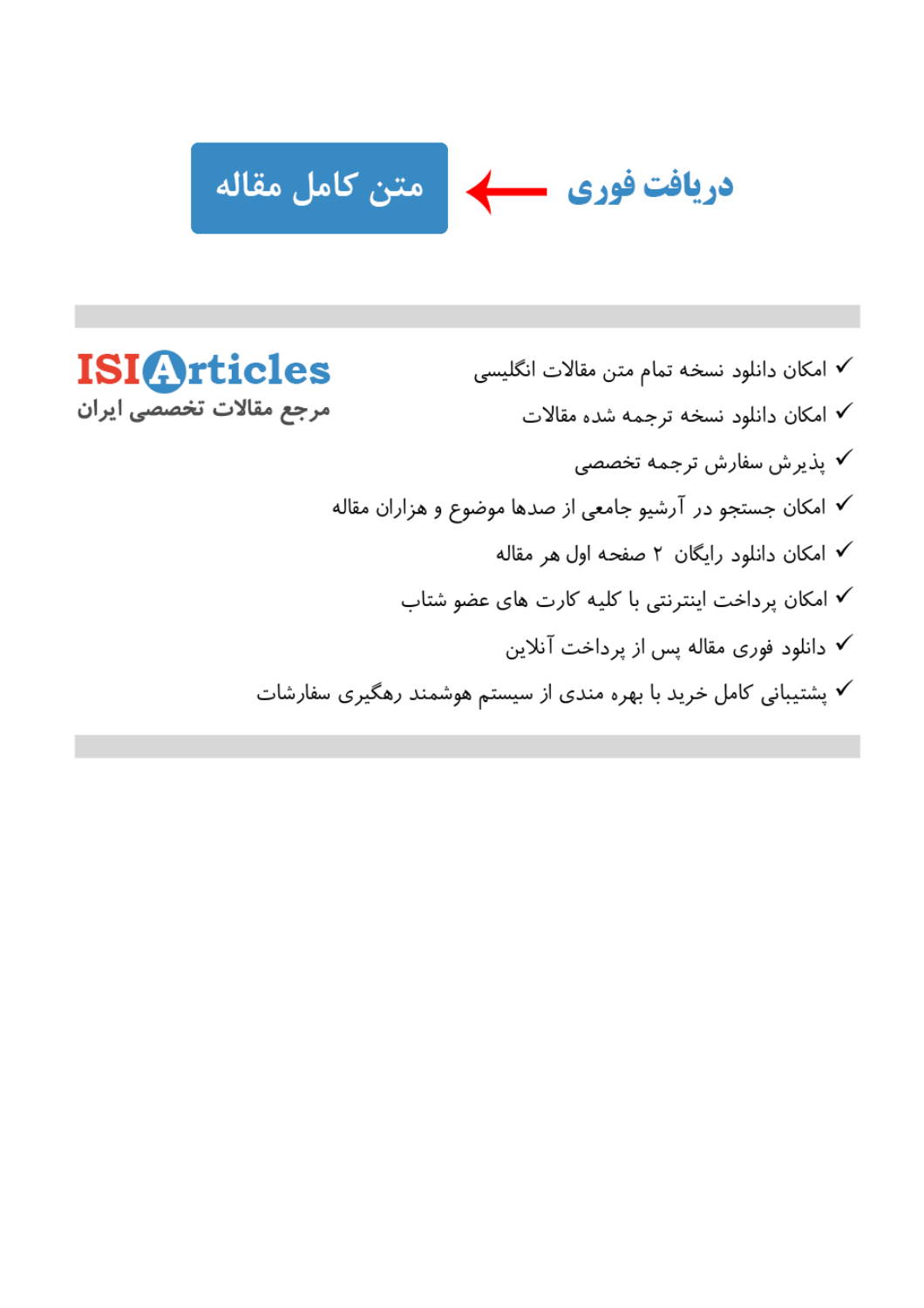دریافت فوری ← **متن کامل مقاله**

**ISIArticles**
مرجع مقالات تخصصی ایران

- ✓ امکان دانلود نسخه تمام متن مقالات انگلیسی
- ✓ امکان دانلود نسخه ترجمه شده مقالات
- ✓ پذیرش سفارش ترجمه تخصصی
- ✓ امکان جستجو در آرشیو جامعی از صدها موضوع و هزاران مقاله
- ✓ امکان دانلود رایگان ۲ صفحه اول هر مقاله
- ✓ امکان پرداخت اینترنتی با کلیه کارت های عضو شتاب
- ✓ دانلود فوری مقاله پس از پرداخت آنلاین
- ✓ پشتیبانی کامل خرید با بهره مندی از سیستم هوشمند رهگیری سفارشات